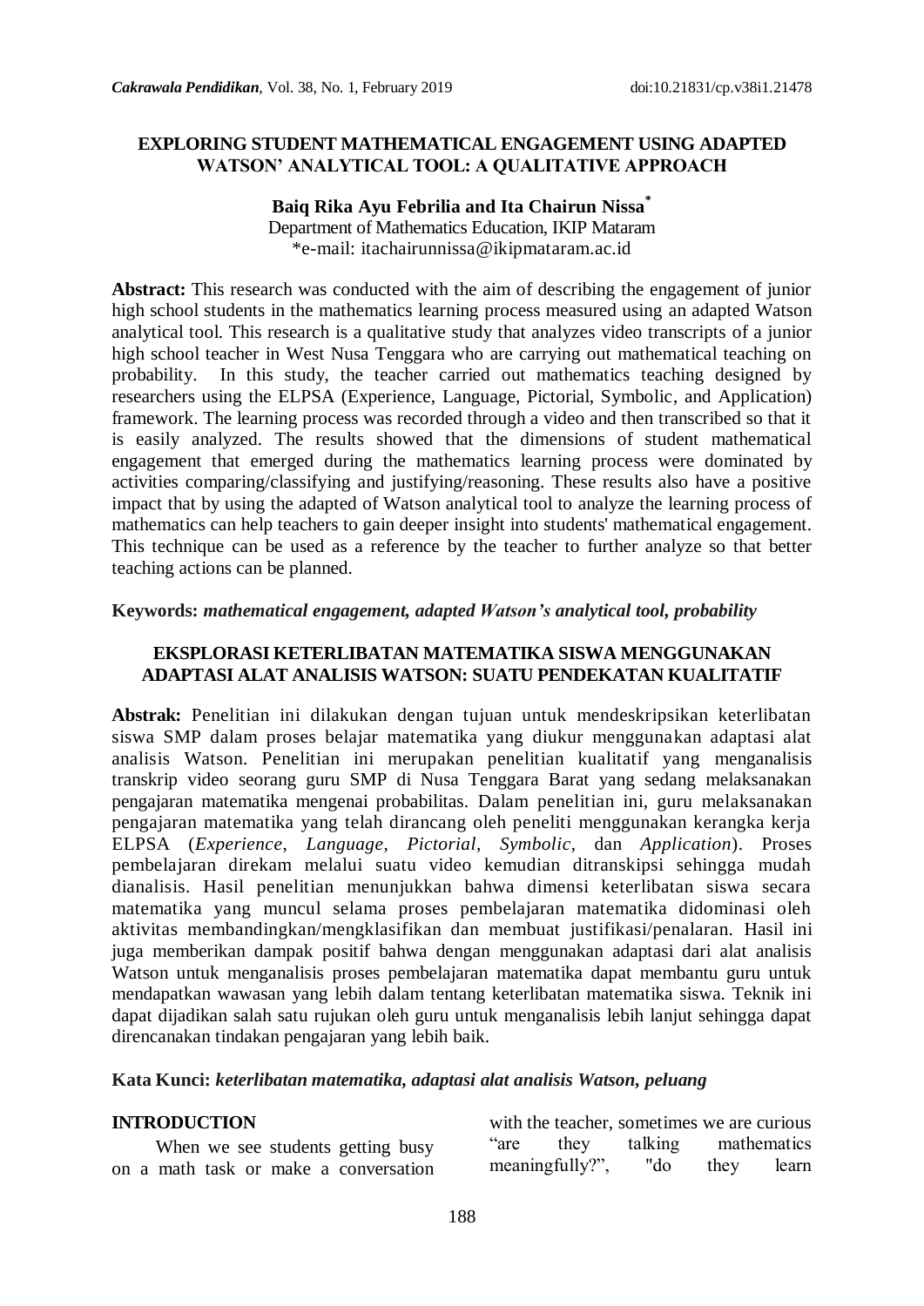# EXPLORING STUDENT MATHEMATICAL ENGAGEMENT USING ADAPTED WATSON' ANALYTICAL TOOL: A QUALITATIVE APPROACH

**Baiq Rika Ayu Febrilia and Ita Chairun Nissa***

Department of Mathematics Education, IKIP Mataram

*e-mail: itachairunnissa@ikipmataram.ac.id

**Abstract:** This research was conducted with the aim of describing the engagement of junior high school students in the mathematics learning process measured using an adapted Watson analytical tool. This research is a qualitative study that analyzes video transcripts of a junior high school teacher in West Nusa Tenggara who are carrying out mathematical teaching on probability. In this study, the teacher carried out mathematics teaching designed by researchers using the ELPSA (Experience, Language, Pictorial, Symbolic, and Application) framework. The learning process was recorded through a video and then transcribed so that it is easily analyzed. The results showed that the dimensions of student mathematical engagement that emerged during the mathematics learning process were dominated by activities comparing/classifying and justifying/reasoning. These results also have a positive impact that by using the adapted of Watson analytical tool to analyze the learning process of mathematics can help teachers to gain deeper insight into students' mathematical engagement. This technique can be used as a reference by the teacher to further analyze so that better teaching actions can be planned.

**Keywords:** ***mathematical engagement, adapted Watson's analytical tool, probability***

## EKSPLORASI KETERLIBATAN MATEMATIKA SISWA MENGGUNAKAN ADAPTASI ALAT ANALISIS WATSON: SUATU PENDEKATAN KUALITATIF

**Abstrak:** Penelitian ini dilakukan dengan tujuan untuk mendeskripsikan keterlibatan siswa SMP dalam proses belajar matematika yang diukur menggunakan adaptasi alat analisis Watson. Penelitian ini merupakan penelitian kualitatif yang menganalisis transkrip video seorang guru SMP di Nusa Tenggara Barat yang sedang melaksanakan pengajaran matematika mengenai probabilitas. Dalam penelitian ini, guru melaksanakan pengajaran matematika yang telah dirancang oleh peneliti menggunakan kerangka kerja ELPSA (*Experience*, *Language*, *Pictorial*, *Symbolic*, dan *Application*). Proses pembelajaran direkam melalui suatu video kemudian ditranskipsi sehingga mudah dianalisis. Hasil penelitian menunjukkan bahwa dimensi keterlibatan siswa secara matematika yang muncul selama proses pembelajaran matematika didominasi oleh aktivitas membandingkan/mengklasifikasikan dan membuat justifikasi/penalaran. Hasil ini juga memberikan dampak positif bahwa dengan menggunakan adaptasi dari alat analisis Watson untuk menganalisis proses pembelajaran matematika dapat membantu guru untuk mendapatkan wawasan yang lebih dalam tentang keterlibatan matematika siswa. Teknik ini dapat dijadikan salah satu rujukan oleh guru untuk menganalisis lebih lanjut sehingga dapat direncanakan tindakan pengajaran yang lebih baik.

**Kata Kunci:** ***keterlibatan matematika, adaptasi alat analisis Watson, peluang***

## INTRODUCTION

When we see students getting busy on a math task or make a conversation with the teacher, sometimes we are curious "are they talking mathematics meaningfully?", "do they learn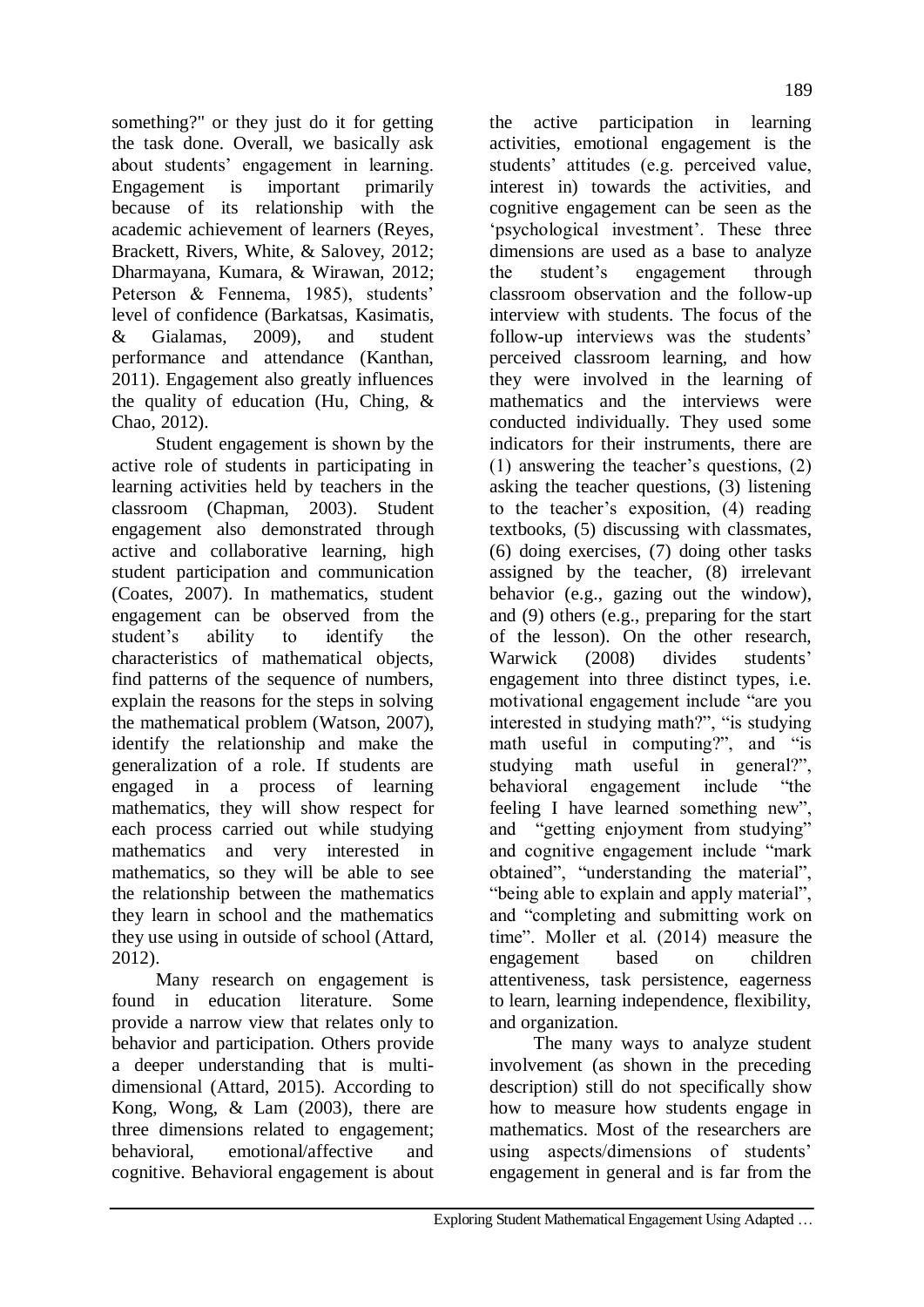something?" or they just do it for getting the task done. Overall, we basically ask about students' engagement in learning. Engagement is important primarily because of its relationship with the academic achievement of learners (Reyes, Brackett, Rivers, White, & Salovey, 2012; Dharmayana, Kumara, & Wirawan, 2012; Peterson & Fennema, 1985), students' level of confidence (Barkatsas, Kasimatis, & Gialamas, 2009), and student performance and attendance (Kanthan, 2011). Engagement also greatly influences the quality of education (Hu, Ching, & Chao, 2012).

Student engagement is shown by the active role of students in participating in learning activities held by teachers in the classroom (Chapman, 2003). Student engagement also demonstrated through active and collaborative learning, high student participation and communication (Coates, 2007). In mathematics, student engagement can be observed from the student's ability to identify the characteristics of mathematical objects, find patterns of the sequence of numbers, explain the reasons for the steps in solving the mathematical problem (Watson, 2007), identify the relationship and make the generalization of a role. If students are engaged in a process of learning mathematics, they will show respect for each process carried out while studying mathematics and very interested in mathematics, so they will be able to see the relationship between the mathematics they learn in school and the mathematics they use using in outside of school (Attard, 2012).

Many research on engagement is found in education literature. Some provide a narrow view that relates only to behavior and participation. Others provide a deeper understanding that is multi-dimensional (Attard, 2015). According to Kong, Wong, & Lam (2003), there are three dimensions related to engagement; behavioral, emotional/affective and cognitive. Behavioral engagement is about the active participation in learning activities, emotional engagement is the students' attitudes (e.g. perceived value, interest in) towards the activities, and cognitive engagement can be seen as the 'psychological investment'. These three dimensions are used as a base to analyze the student's engagement through classroom observation and the follow-up interview with students. The focus of the follow-up interviews was the students' perceived classroom learning, and how they were involved in the learning of mathematics and the interviews were conducted individually. They used some indicators for their instruments, there are (1) answering the teacher's questions, (2) asking the teacher questions, (3) listening to the teacher's exposition, (4) reading textbooks, (5) discussing with classmates, (6) doing exercises, (7) doing other tasks assigned by the teacher, (8) irrelevant behavior (e.g., gazing out the window), and (9) others (e.g., preparing for the start of the lesson). On the other research, Warwick (2008) divides students' engagement into three distinct types, i.e. motivational engagement include "are you interested in studying math?", "is studying math useful in computing?", and "is studying math useful in general?", behavioral engagement include "the feeling I have learned something new", and "getting enjoyment from studying" and cognitive engagement include "mark obtained", "understanding the material", "being able to explain and apply material", and "completing and submitting work on time". Moller et al. (2014) measure the engagement based on children attentiveness, task persistence, eagerness to learn, learning independence, flexibility, and organization.

The many ways to analyze student involvement (as shown in the preceding description) still do not specifically show how to measure how students engage in mathematics. Most of the researchers are using aspects/dimensions of students' engagement in general and is far from the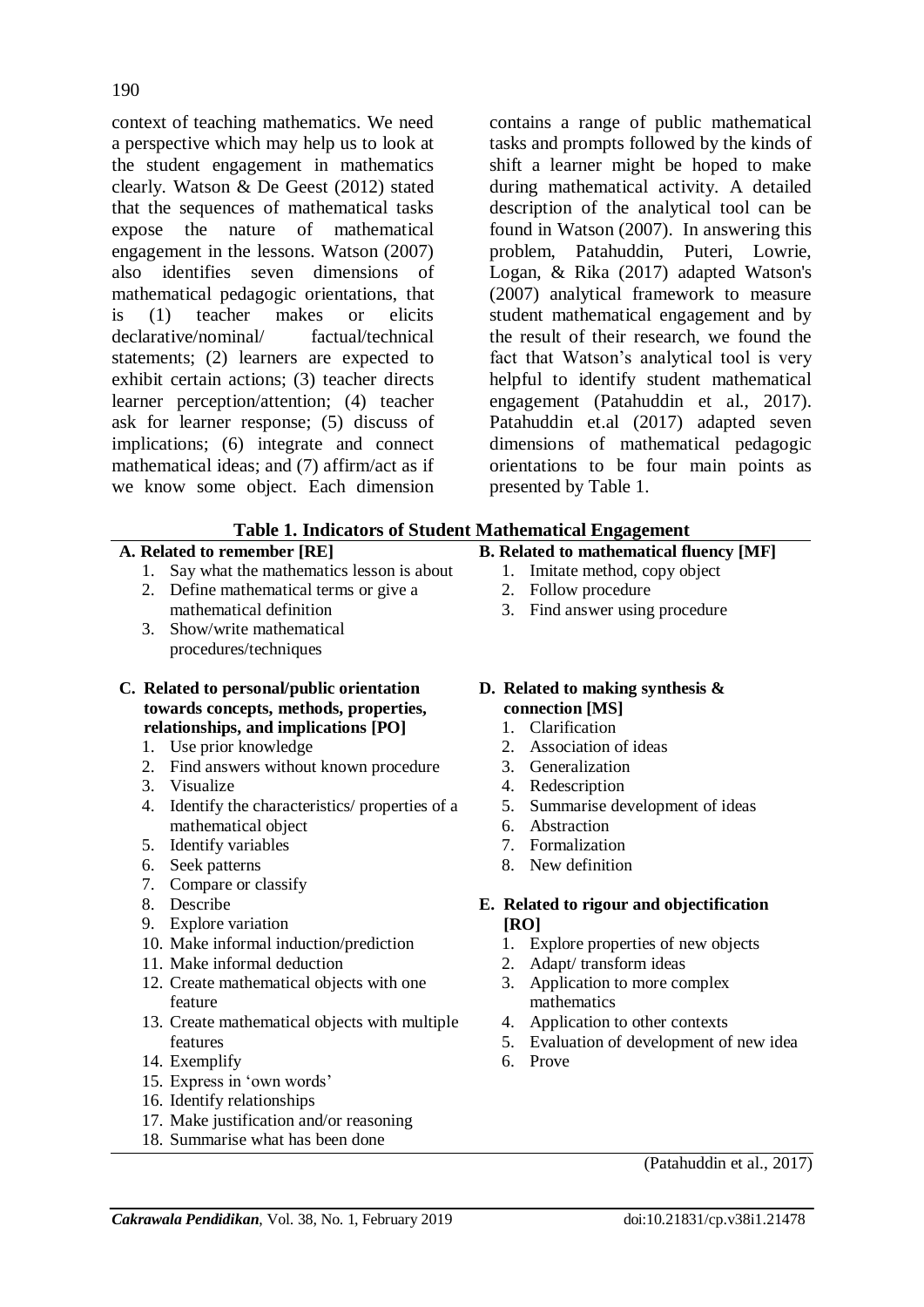context of teaching mathematics. We need a perspective which may help us to look at the student engagement in mathematics clearly. Watson & De Geest (2012) stated that the sequences of mathematical tasks expose the nature of mathematical engagement in the lessons. Watson (2007) also identifies seven dimensions of mathematical pedagogic orientations, that is (1) teacher makes or elicits declarative/nominal/ factual/technical statements; (2) learners are expected to exhibit certain actions; (3) teacher directs learner perception/attention; (4) teacher ask for learner response; (5) discuss of implications; (6) integrate and connect mathematical ideas; and (7) affirm/act as if we know some object. Each dimension contains a range of public mathematical tasks and prompts followed by the kinds of shift a learner might be hoped to make during mathematical activity. A detailed description of the analytical tool can be found in Watson (2007). In answering this problem, Patahuddin, Puteri, Lowrie, Logan, & Rika (2017) adapted Watson's (2007) analytical framework to measure student mathematical engagement and by the result of their research, we found the fact that Watson's analytical tool is very helpful to identify student mathematical engagement (Patahuddin et al., 2017). Patahuddin et.al (2017) adapted seven dimensions of mathematical pedagogic orientations to be four main points as presented by Table 1.

**Table 1. Indicators of Student Mathematical Engagement**

**A. Related to remember [RE]**

1. Say what the mathematics lesson is about
2. Define mathematical terms or give a mathematical definition
3. Show/write mathematical procedures/techniques

**B. Related to mathematical fluency [MF]**

1. Imitate method, copy object
2. Follow procedure
3. Find answer using procedure

**C. Related to personal/public orientation towards concepts, methods, properties, relationships, and implications [PO]**

1. Use prior knowledge
2. Find answers without known procedure
3. Visualize
4. Identify the characteristics/ properties of a mathematical object
5. Identify variables
6. Seek patterns
7. Compare or classify
8. Describe
9. Explore variation
10. Make informal induction/prediction
11. Make informal deduction
12. Create mathematical objects with one feature
13. Create mathematical objects with multiple features
14. Exemplify
15. Express in 'own words'
16. Identify relationships
17. Make justification and/or reasoning
18. Summarise what has been done

**D. Related to making synthesis & connection [MS]**

1. Clarification
2. Association of ideas
3. Generalization
4. Redescription
5. Summarise development of ideas
6. Abstraction
7. Formalization
8. New definition

**E. Related to rigour and objectification [RO]**

1. Explore properties of new objects
2. Adapt/ transform ideas
3. Application to more complex mathematics
4. Application to other contexts
5. Evaluation of development of new idea
6. Prove

(Patahuddin et al., 2017)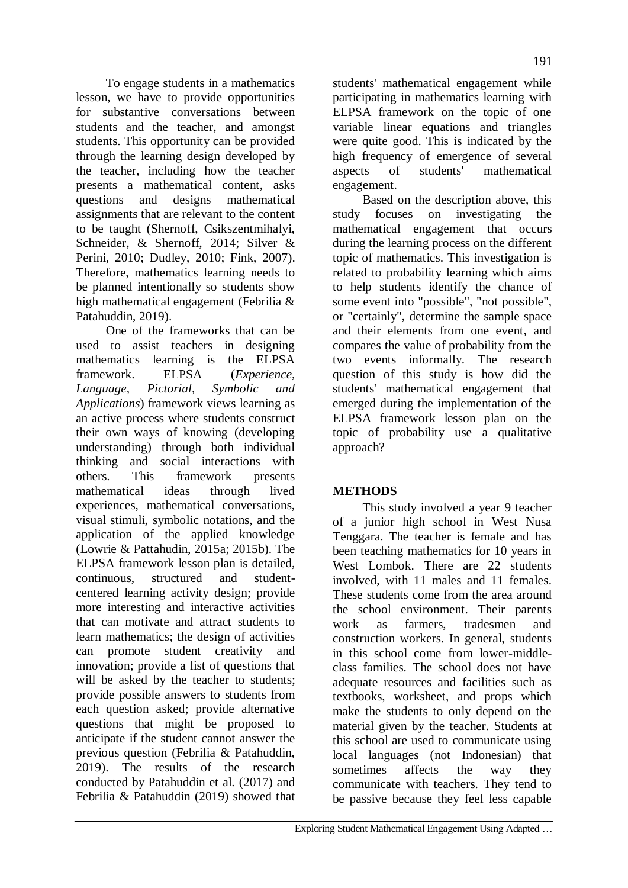To engage students in a mathematics lesson, we have to provide opportunities for substantive conversations between students and the teacher, and amongst students. This opportunity can be provided through the learning design developed by the teacher, including how the teacher presents a mathematical content, asks questions and designs mathematical assignments that are relevant to the content to be taught (Shernoff, Csikszentmihalyi, Schneider, & Shernoff, 2014; Silver & Perini, 2010; Dudley, 2010; Fink, 2007). Therefore, mathematics learning needs to be planned intentionally so students show high mathematical engagement (Febrilia & Patahuddin, 2019).

One of the frameworks that can be used to assist teachers in designing mathematics learning is the ELPSA framework. ELPSA (*Experience, Language, Pictorial, Symbolic and Applications*) framework views learning as an active process where students construct their own ways of knowing (developing understanding) through both individual thinking and social interactions with others. This framework presents mathematical ideas through lived experiences, mathematical conversations, visual stimuli, symbolic notations, and the application of the applied knowledge (Lowrie & Pattahudin, 2015a; 2015b). The ELPSA framework lesson plan is detailed, continuous, structured and student-centered learning activity design; provide more interesting and interactive activities that can motivate and attract students to learn mathematics; the design of activities can promote student creativity and innovation; provide a list of questions that will be asked by the teacher to students; provide possible answers to students from each question asked; provide alternative questions that might be proposed to anticipate if the student cannot answer the previous question (Febrilia & Patahuddin, 2019). The results of the research conducted by Patahuddin et al. (2017) and Febrilia & Patahuddin (2019) showed that students' mathematical engagement while participating in mathematics learning with ELPSA framework on the topic of one variable linear equations and triangles were quite good. This is indicated by the high frequency of emergence of several aspects of students' mathematical engagement.

Based on the description above, this study focuses on investigating the mathematical engagement that occurs during the learning process on the different topic of mathematics. This investigation is related to probability learning which aims to help students identify the chance of some event into "possible", "not possible", or "certainly", determine the sample space and their elements from one event, and compares the value of probability from the two events informally. The research question of this study is how did the students' mathematical engagement that emerged during the implementation of the ELPSA framework lesson plan on the topic of probability use a qualitative approach?

## METHODS

This study involved a year 9 teacher of a junior high school in West Nusa Tenggara. The teacher is female and has been teaching mathematics for 10 years in West Lombok. There are 22 students involved, with 11 males and 11 females. These students come from the area around the school environment. Their parents work as farmers, tradesmen and construction workers. In general, students in this school come from lower-middle-class families. The school does not have adequate resources and facilities such as textbooks, worksheet, and props which make the students to only depend on the material given by the teacher. Students at this school are used to communicate using local languages (not Indonesian) that sometimes affects the way they communicate with teachers. They tend to be passive because they feel less capable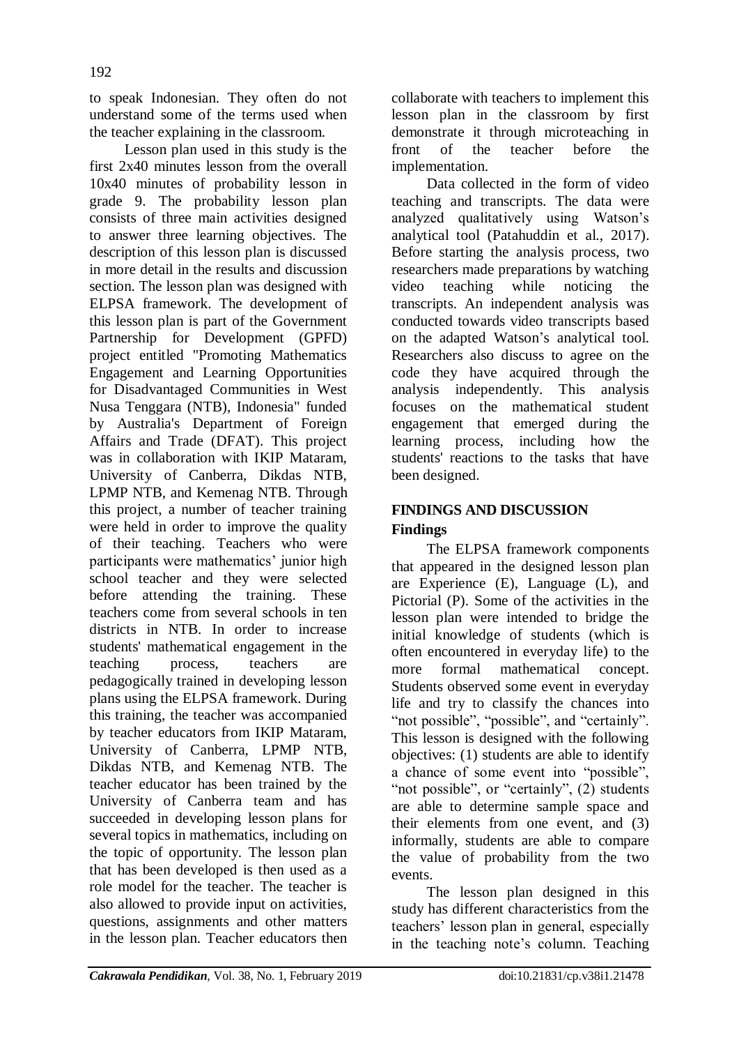to speak Indonesian. They often do not understand some of the terms used when the teacher explaining in the classroom.

Lesson plan used in this study is the first 2x40 minutes lesson from the overall 10x40 minutes of probability lesson in grade 9. The probability lesson plan consists of three main activities designed to answer three learning objectives. The description of this lesson plan is discussed in more detail in the results and discussion section. The lesson plan was designed with ELPSA framework. The development of this lesson plan is part of the Government Partnership for Development (GPFD) project entitled "Promoting Mathematics Engagement and Learning Opportunities for Disadvantaged Communities in West Nusa Tenggara (NTB), Indonesia" funded by Australia's Department of Foreign Affairs and Trade (DFAT). This project was in collaboration with IKIP Mataram, University of Canberra, Dikdas NTB, LPMP NTB, and Kemenag NTB. Through this project, a number of teacher training were held in order to improve the quality of their teaching. Teachers who were participants were mathematics' junior high school teacher and they were selected before attending the training. These teachers come from several schools in ten districts in NTB. In order to increase students' mathematical engagement in the teaching process, teachers are pedagogically trained in developing lesson plans using the ELPSA framework. During this training, the teacher was accompanied by teacher educators from IKIP Mataram, University of Canberra, LPMP NTB, Dikdas NTB, and Kemenag NTB. The teacher educator has been trained by the University of Canberra team and has succeeded in developing lesson plans for several topics in mathematics, including on the topic of opportunity. The lesson plan that has been developed is then used as a role model for the teacher. The teacher is also allowed to provide input on activities, questions, assignments and other matters in the lesson plan. Teacher educators then collaborate with teachers to implement this lesson plan in the classroom by first demonstrate it through microteaching in front of the teacher before the implementation.

Data collected in the form of video teaching and transcripts. The data were analyzed qualitatively using Watson's analytical tool (Patahuddin et al., 2017). Before starting the analysis process, two researchers made preparations by watching video teaching while noticing the transcripts. An independent analysis was conducted towards video transcripts based on the adapted Watson's analytical tool. Researchers also discuss to agree on the code they have acquired through the analysis independently. This analysis focuses on the mathematical student engagement that emerged during the learning process, including how the students' reactions to the tasks that have been designed.

## FINDINGS AND DISCUSSION

### Findings

The ELPSA framework components that appeared in the designed lesson plan are Experience (E), Language (L), and Pictorial (P). Some of the activities in the lesson plan were intended to bridge the initial knowledge of students (which is often encountered in everyday life) to the more formal mathematical concept. Students observed some event in everyday life and try to classify the chances into "not possible", "possible", and "certainly". This lesson is designed with the following objectives: (1) students are able to identify a chance of some event into "possible", "not possible", or "certainly", (2) students are able to determine sample space and their elements from one event, and (3) informally, students are able to compare the value of probability from the two events.

The lesson plan designed in this study has different characteristics from the teachers' lesson plan in general, especially in the teaching note's column. Teaching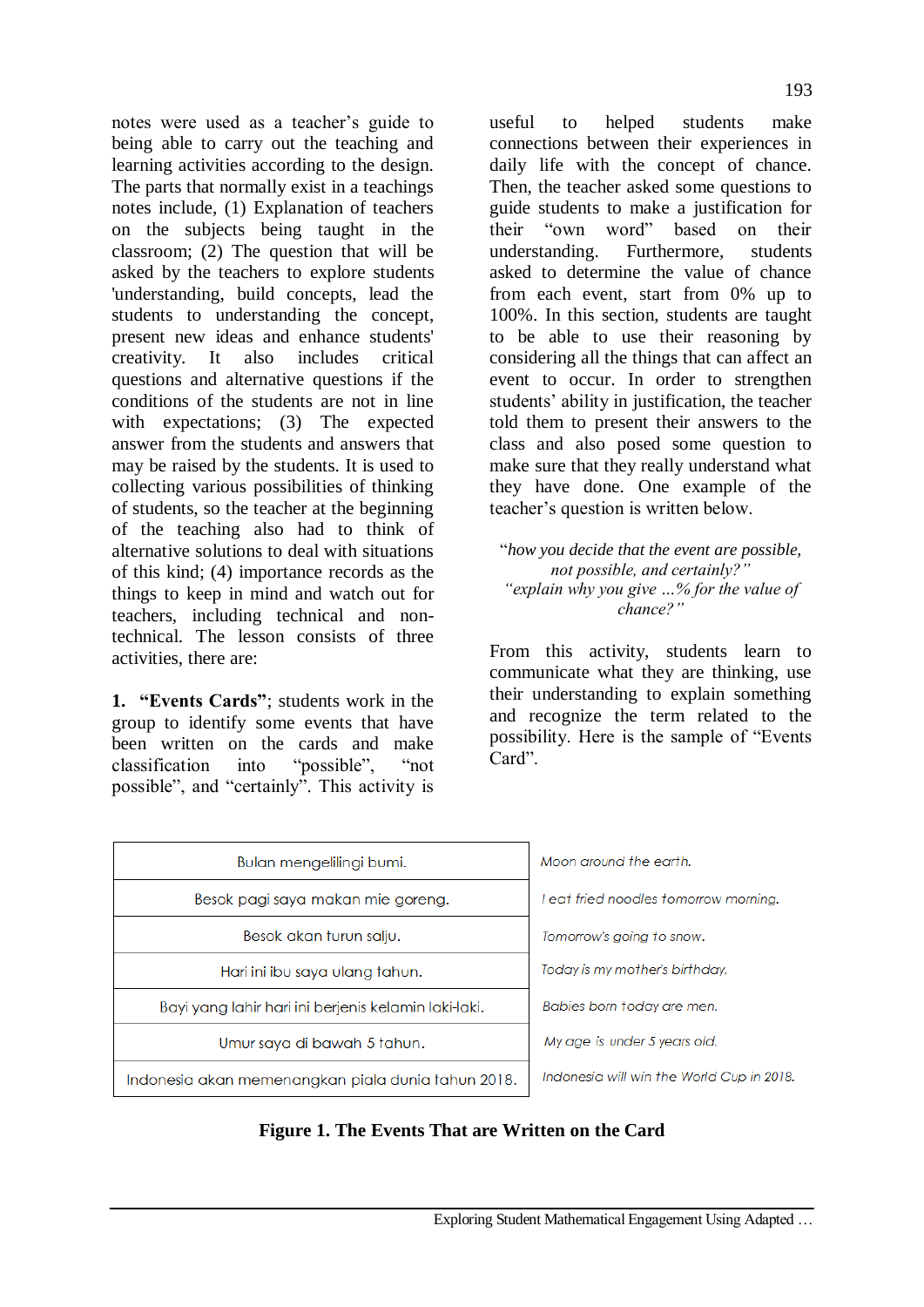notes were used as a teacher's guide to being able to carry out the teaching and learning activities according to the design. The parts that normally exist in a teachings notes include, (1) Explanation of teachers on the subjects being taught in the classroom; (2) The question that will be asked by the teachers to explore students 'understanding, build concepts, lead the students to understanding the concept, present new ideas and enhance students' creativity. It also includes critical questions and alternative questions if the conditions of the students are not in line with expectations; (3) The expected answer from the students and answers that may be raised by the students. It is used to collecting various possibilities of thinking of students, so the teacher at the beginning of the teaching also had to think of alternative solutions to deal with situations of this kind; (4) importance records as the things to keep in mind and watch out for teachers, including technical and non-technical. The lesson consists of three activities, there are:

1. **"Events Cards"**; students work in the group to identify some events that have been written on the cards and make classification into "possible", "not possible", and "certainly". This activity is useful to helped students make connections between their experiences in daily life with the concept of chance. Then, the teacher asked some questions to guide students to make a justification for their "own word" based on their understanding. Furthermore, students asked to determine the value of chance from each event, start from 0% up to 100%. In this section, students are taught to be able to use their reasoning by considering all the things that can affect an event to occur. In order to strengthen students' ability in justification, the teacher told them to present their answers to the class and also posed some question to make sure that they really understand what they have done. One example of the teacher's question is written below.

> "*how you decide that the event are possible, not possible, and certainly?*"
> "*explain why you give …% for the value of chance?*"

From this activity, students learn to communicate what they are thinking, use their understanding to explain something and recognize the term related to the possibility. Here is the sample of "Events Card".

| | |
|---|---|
| Bulan mengelilingi bumi. | *Moon around the earth.* |
| Besok pagi saya makan mie goreng. | *I eat fried noodles tomorrow morning.* |
| Besok akan turun salju. | *Tomorrow's going to snow.* |
| Hari ini ibu saya ulang tahun. | *Today is my mother's birthday.* |
| Bayi yang lahir hari ini berjenis kelamin laki-laki. | *Babies born today are men.* |
| Umur saya di bawah 5 tahun. | *My age is under 5 years old.* |
| Indonesia akan memenangkan piala dunia tahun 2018. | *Indonesia will win the World Cup in 2018.* |

**Figure 1. The Events That are Written on the Card**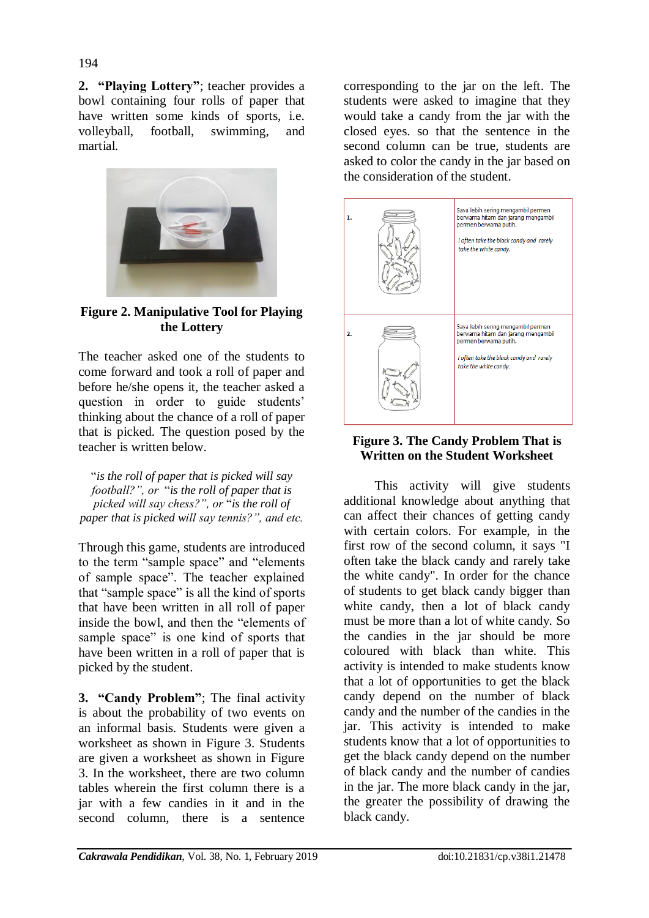**2. "Playing Lottery"**; teacher provides a bowl containing four rolls of paper that have written some kinds of sports, i.e. volleyball, football, swimming, and martial.

**Figure 2. Manipulative Tool for Playing the Lottery**

The teacher asked one of the students to come forward and took a roll of paper and before he/she opens it, the teacher asked a question in order to guide students' thinking about the chance of a roll of paper that is picked. The question posed by the teacher is written below.

> "*is the roll of paper that is picked will say football?", or* "*is the roll of paper that is picked will say chess?", or* "*is the roll of paper that is picked will say tennis?", and etc.*

Through this game, students are introduced to the term "sample space" and "elements of sample space". The teacher explained that "sample space" is all the kind of sports that have been written in all roll of paper inside the bowl, and then the "elements of sample space" is one kind of sports that have been written in a roll of paper that is picked by the student.

**3. "Candy Problem"**; The final activity is about the probability of two events on an informal basis. Students were given a worksheet as shown in Figure 3. Students are given a worksheet as shown in Figure 3. In the worksheet, there are two column tables wherein the first column there is a jar with a few candies in it and in the second column, there is a sentence corresponding to the jar on the left. The students were asked to imagine that they would take a candy from the jar with the closed eyes. so that the sentence in the second column can be true, students are asked to color the candy in the jar based on the consideration of the student.

| | |
|---|---|
| 1. | Saya lebih sering mengambil permen berwarna hitam dan jarang mengambil permen berwarna putih. *I often take the black candy and rarely take the white candy.* |
| 2. | Saya lebih sering mengambil permen berwarna hitam dan jarang mengambil permen berwarna putih. *I often take the black candy and rarely take the white candy.* |

**Figure 3. The Candy Problem That is Written on the Student Worksheet**

This activity will give students additional knowledge about anything that can affect their chances of getting candy with certain colors. For example, in the first row of the second column, it says "I often take the black candy and rarely take the white candy". In order for the chance of students to get black candy bigger than white candy, then a lot of black candy must be more than a lot of white candy. So the candies in the jar should be more coloured with black than white. This activity is intended to make students know that a lot of opportunities to get the black candy depend on the number of black candy and the number of the candies in the jar. This activity is intended to make students know that a lot of opportunities to get the black candy depend on the number of black candy and the number of candies in the jar. The more black candy in the jar, the greater the possibility of drawing the black candy.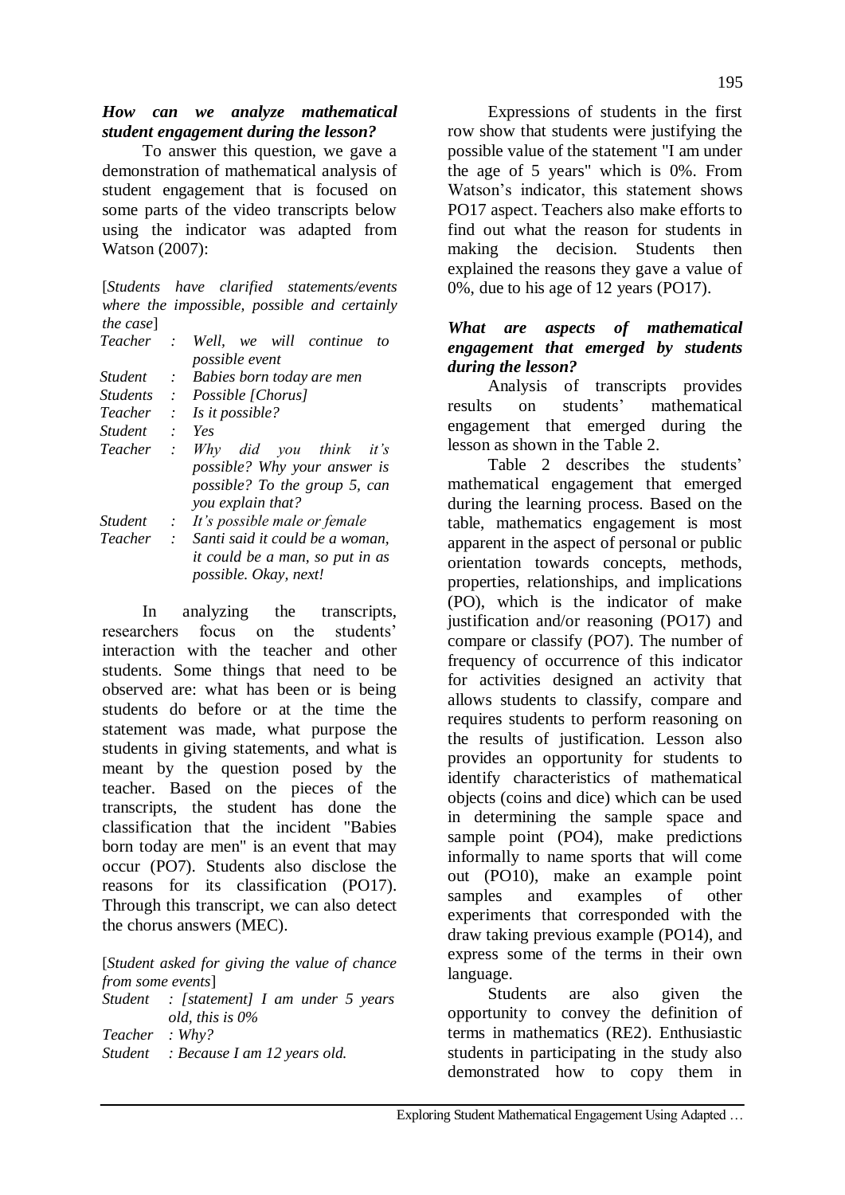***How can we analyze mathematical student engagement during the lesson?***

To answer this question, we gave a demonstration of mathematical analysis of student engagement that is focused on some parts of the video transcripts below using the indicator was adapted from Watson (2007):

[*Students have clarified statements/events where the impossible, possible and certainly the case*]

*Teacher : Well, we will continue to possible event*
*Student : Babies born today are men*
*Students : Possible [Chorus]*
*Teacher : Is it possible?*
*Student : Yes*
*Teacher : Why did you think it's possible? Why your answer is possible? To the group 5, can you explain that?*
*Student : It's possible male or female*
*Teacher : Santi said it could be a woman, it could be a man, so put in as possible. Okay, next!*

In analyzing the transcripts, researchers focus on the students' interaction with the teacher and other students. Some things that need to be observed are: what has been or is being students do before or at the time the statement was made, what purpose the students in giving statements, and what is meant by the question posed by the teacher. Based on the pieces of the transcripts, the student has done the classification that the incident "Babies born today are men" is an event that may occur (PO7). Students also disclose the reasons for its classification (PO17). Through this transcript, we can also detect the chorus answers (MEC).

[*Student asked for giving the value of chance from some events*]

*Student : [statement] I am under 5 years old, this is 0%*
*Teacher : Why?*
*Student : Because I am 12 years old.*

Expressions of students in the first row show that students were justifying the possible value of the statement "I am under the age of 5 years" which is 0%. From Watson's indicator, this statement shows PO17 aspect. Teachers also make efforts to find out what the reason for students in making the decision. Students then explained the reasons they gave a value of 0%, due to his age of 12 years (PO17).

***What are aspects of mathematical engagement that emerged by students during the lesson?***

Analysis of transcripts provides results on students' mathematical engagement that emerged during the lesson as shown in the Table 2.

Table 2 describes the students' mathematical engagement that emerged during the learning process. Based on the table, mathematics engagement is most apparent in the aspect of personal or public orientation towards concepts, methods, properties, relationships, and implications (PO), which is the indicator of make justification and/or reasoning (PO17) and compare or classify (PO7). The number of frequency of occurrence of this indicator for activities designed an activity that allows students to classify, compare and requires students to perform reasoning on the results of justification. Lesson also provides an opportunity for students to identify characteristics of mathematical objects (coins and dice) which can be used in determining the sample space and sample point (PO4), make predictions informally to name sports that will come out (PO10), make an example point samples and examples of other experiments that corresponded with the draw taking previous example (PO14), and express some of the terms in their own language.

Students are also given the opportunity to convey the definition of terms in mathematics (RE2). Enthusiastic students in participating in the study also demonstrated how to copy them in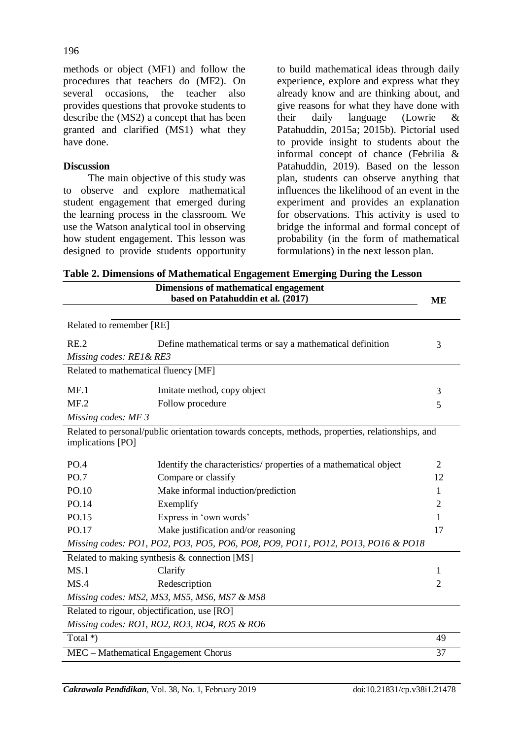methods or object (MF1) and follow the procedures that teachers do (MF2). On several occasions, the teacher also provides questions that provoke students to describe the (MS2) a concept that has been granted and clarified (MS1) what they have done.

**Discussion**

The main objective of this study was to observe and explore mathematical student engagement that emerged during the learning process in the classroom. We use the Watson analytical tool in observing how student engagement. This lesson was designed to provide students opportunity to build mathematical ideas through daily experience, explore and express what they already know and are thinking about, and give reasons for what they have done with their daily language (Lowrie & Patahuddin, 2015a; 2015b). Pictorial used to provide insight to students about the informal concept of chance (Febrilia & Patahuddin, 2019). Based on the lesson plan, students can observe anything that influences the likelihood of an event in the experiment and provides an explanation for observations. This activity is used to bridge the informal and formal concept of probability (in the form of mathematical formulations) in the next lesson plan.

**Table 2. Dimensions of Mathematical Engagement Emerging During the Lesson**

| Dimensions of mathematical engagement based on Patahuddin et al. (2017) | | ME |
|---|---|---|
| Related to remember [RE] | | |
| RE.2 | Define mathematical terms or say a mathematical definition | 3 |
| *Missing codes: RE1& RE3* | | |
| Related to mathematical fluency [MF] | | |
| MF.1 | Imitate method, copy object | 3 |
| MF.2 | Follow procedure | 5 |
| *Missing codes: MF 3* | | |
| Related to personal/public orientation towards concepts, methods, properties, relationships, and implications [PO] | | |
| PO.4 | Identify the characteristics/ properties of a mathematical object | 2 |
| PO.7 | Compare or classify | 12 |
| PO.10 | Make informal induction/prediction | 1 |
| PO.14 | Exemplify | 2 |
| PO.15 | Express in 'own words' | 1 |
| PO.17 | Make justification and/or reasoning | 17 |
| *Missing codes: PO1, PO2, PO3, PO5, PO6, PO8, PO9, PO11, PO12, PO13, PO16 & PO18* | | |
| Related to making synthesis & connection [MS] | | |
| MS.1 | Clarify | 1 |
| MS.4 | Redescription | 2 |
| *Missing codes: MS2, MS3, MS5, MS6, MS7 & MS8* | | |
| Related to rigour, objectification, use [RO] | | |
| *Missing codes: RO1, RO2, RO3, RO4, RO5 & RO6* | | |
| Total *) | | 49 |
| MEC – Mathematical Engagement Chorus | | 37 |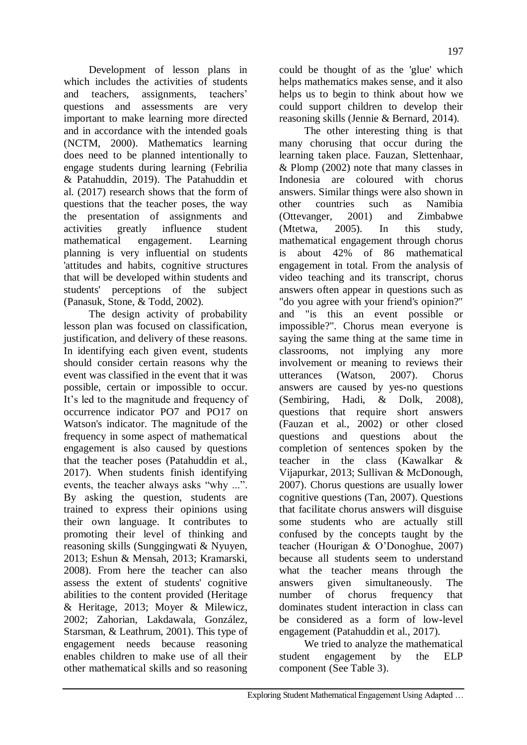Development of lesson plans in which includes the activities of students and teachers, assignments, teachers' questions and assessments are very important to make learning more directed and in accordance with the intended goals (NCTM, 2000). Mathematics learning does need to be planned intentionally to engage students during learning (Febrilia & Patahuddin, 2019). The Patahuddin et al. (2017) research shows that the form of questions that the teacher poses, the way the presentation of assignments and activities greatly influence student mathematical engagement. Learning planning is very influential on students 'attitudes and habits, cognitive structures that will be developed within students and students' perceptions of the subject (Panasuk, Stone, & Todd, 2002).

The design activity of probability lesson plan was focused on classification, justification, and delivery of these reasons. In identifying each given event, students should consider certain reasons why the event was classified in the event that it was possible, certain or impossible to occur. It's led to the magnitude and frequency of occurrence indicator PO7 and PO17 on Watson's indicator. The magnitude of the frequency in some aspect of mathematical engagement is also caused by questions that the teacher poses (Patahuddin et al., 2017). When students finish identifying events, the teacher always asks "why ...". By asking the question, students are trained to express their opinions using their own language. It contributes to promoting their level of thinking and reasoning skills (Sunggingwati & Nyuyen, 2013; Eshun & Mensah, 2013; Kramarski, 2008). From here the teacher can also assess the extent of students' cognitive abilities to the content provided (Heritage & Heritage, 2013; Moyer & Milewicz, 2002; Zahorian, Lakdawala, González, Starsman, & Leathrum, 2001). This type of engagement needs because reasoning enables children to make use of all their other mathematical skills and so reasoning could be thought of as the 'glue' which helps mathematics makes sense, and it also helps us to begin to think about how we could support children to develop their reasoning skills (Jennie & Bernard, 2014).

The other interesting thing is that many chorusing that occur during the learning taken place. Fauzan, Slettenhaar, & Plomp (2002) note that many classes in Indonesia are coloured with chorus answers. Similar things were also shown in other countries such as Namibia (Ottevanger, 2001) and Zimbabwe (Mtetwa, 2005). In this study, mathematical engagement through chorus is about 42% of 86 mathematical engagement in total. From the analysis of video teaching and its transcript, chorus answers often appear in questions such as "do you agree with your friend's opinion?" and "is this an event possible or impossible?". Chorus mean everyone is saying the same thing at the same time in classrooms, not implying any more involvement or meaning to reviews their utterances (Watson, 2007). Chorus answers are caused by yes-no questions (Sembiring, Hadi, & Dolk, 2008), questions that require short answers (Fauzan et al., 2002) or other closed questions and questions about the completion of sentences spoken by the teacher in the class (Kawalkar & Vijapurkar, 2013; Sullivan & McDonough, 2007). Chorus questions are usually lower cognitive questions (Tan, 2007). Questions that facilitate chorus answers will disguise some students who are actually still confused by the concepts taught by the teacher (Hourigan & O'Donoghue, 2007) because all students seem to understand what the teacher means through the answers given simultaneously. The number of chorus frequency that dominates student interaction in class can be considered as a form of low-level engagement (Patahuddin et al., 2017).

We tried to analyze the mathematical student engagement by the ELP component (See Table 3).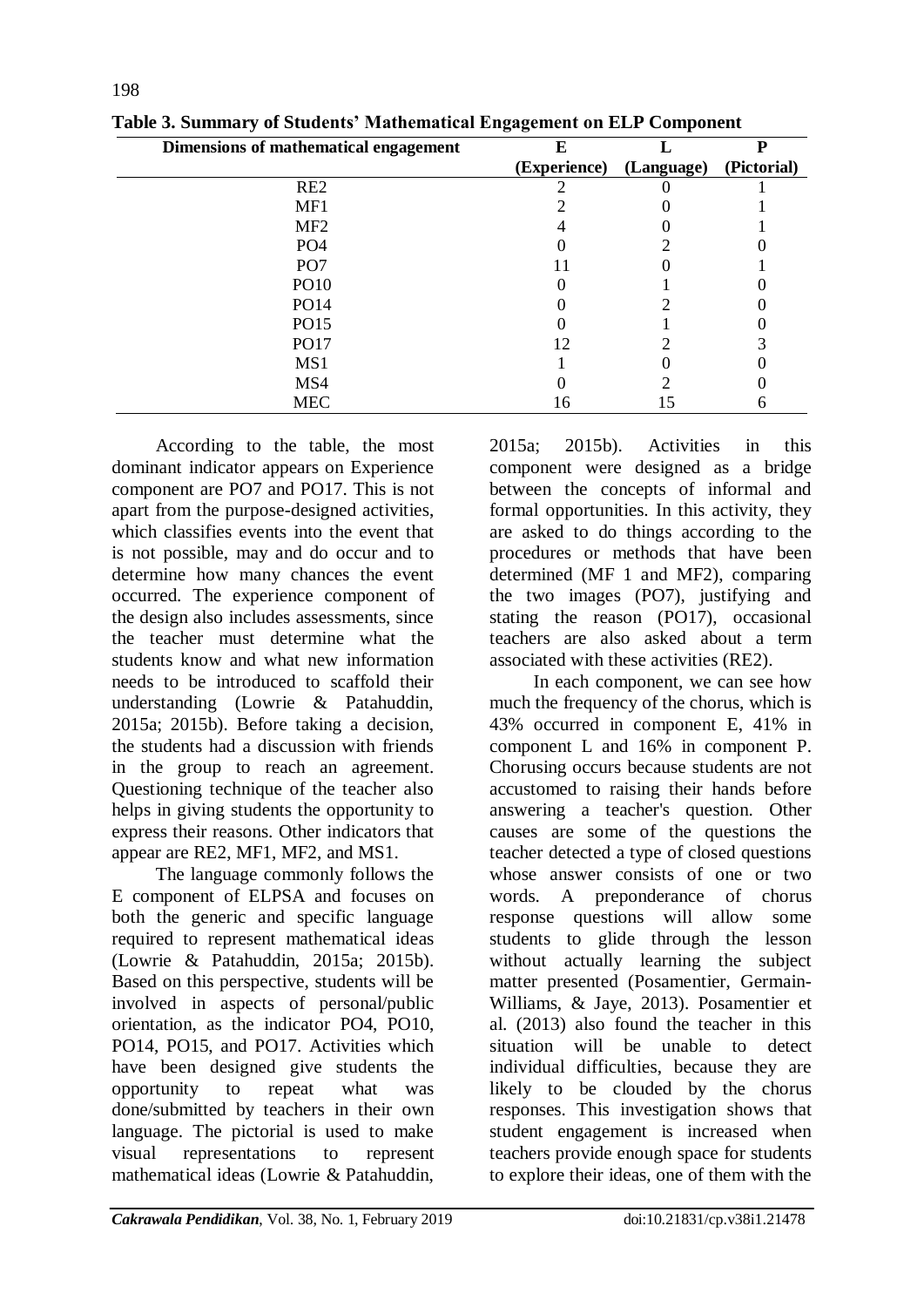**Table 3. Summary of Students' Mathematical Engagement on ELP Component**

| Dimensions of mathematical engagement | E (Experience) | L (Language) | P (Pictorial) |
|---|---|---|---|
| RE2 | 2 | 0 | 1 |
| MF1 | 2 | 0 | 1 |
| MF2 | 4 | 0 | 1 |
| PO4 | 0 | 2 | 0 |
| PO7 | 11 | 0 | 1 |
| PO10 | 0 | 1 | 0 |
| PO14 | 0 | 2 | 0 |
| PO15 | 0 | 1 | 0 |
| PO17 | 12 | 2 | 3 |
| MS1 | 1 | 0 | 0 |
| MS4 | 0 | 2 | 0 |
| MEC | 16 | 15 | 6 |

According to the table, the most dominant indicator appears on Experience component are PO7 and PO17. This is not apart from the purpose-designed activities, which classifies events into the event that is not possible, may and do occur and to determine how many chances the event occurred. The experience component of the design also includes assessments, since the teacher must determine what the students know and what new information needs to be introduced to scaffold their understanding (Lowrie & Patahuddin, 2015a; 2015b). Before taking a decision, the students had a discussion with friends in the group to reach an agreement. Questioning technique of the teacher also helps in giving students the opportunity to express their reasons. Other indicators that appear are RE2, MF1, MF2, and MS1.

The language commonly follows the E component of ELPSA and focuses on both the generic and specific language required to represent mathematical ideas (Lowrie & Patahuddin, 2015a; 2015b). Based on this perspective, students will be involved in aspects of personal/public orientation, as the indicator PO4, PO10, PO14, PO15, and PO17. Activities which have been designed give students the opportunity to repeat what was done/submitted by teachers in their own language. The pictorial is used to make visual representations to represent mathematical ideas (Lowrie & Patahuddin, 2015a; 2015b). Activities in this component were designed as a bridge between the concepts of informal and formal opportunities. In this activity, they are asked to do things according to the procedures or methods that have been determined (MF 1 and MF2), comparing the two images (PO7), justifying and stating the reason (PO17), occasional teachers are also asked about a term associated with these activities (RE2).

In each component, we can see how much the frequency of the chorus, which is 43% occurred in component E, 41% in component L and 16% in component P. Chorusing occurs because students are not accustomed to raising their hands before answering a teacher's question. Other causes are some of the questions the teacher detected a type of closed questions whose answer consists of one or two words. A preponderance of chorus response questions will allow some students to glide through the lesson without actually learning the subject matter presented (Posamentier, Germain-Williams, & Jaye, 2013). Posamentier et al. (2013) also found the teacher in this situation will be unable to detect individual difficulties, because they are likely to be clouded by the chorus responses. This investigation shows that student engagement is increased when teachers provide enough space for students to explore their ideas, one of them with the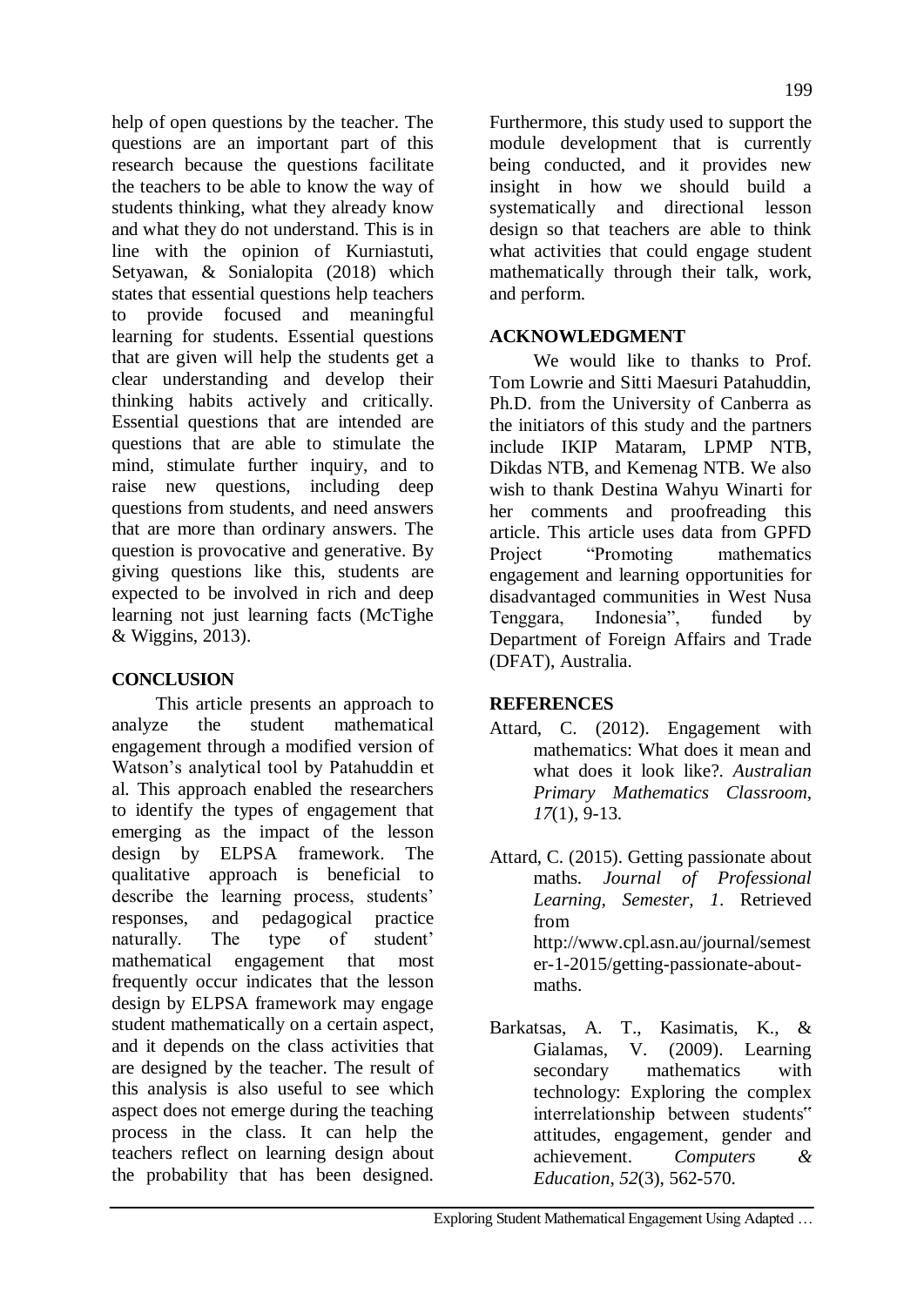help of open questions by the teacher. The questions are an important part of this research because the questions facilitate the teachers to be able to know the way of students thinking, what they already know and what they do not understand. This is in line with the opinion of Kurniastuti, Setyawan, & Sonialopita (2018) which states that essential questions help teachers to provide focused and meaningful learning for students. Essential questions that are given will help the students get a clear understanding and develop their thinking habits actively and critically. Essential questions that are intended are questions that are able to stimulate the mind, stimulate further inquiry, and to raise new questions, including deep questions from students, and need answers that are more than ordinary answers. The question is provocative and generative. By giving questions like this, students are expected to be involved in rich and deep learning not just learning facts (McTighe & Wiggins, 2013).

## CONCLUSION

This article presents an approach to analyze the student mathematical engagement through a modified version of Watson's analytical tool by Patahuddin et al. This approach enabled the researchers to identify the types of engagement that emerging as the impact of the lesson design by ELPSA framework. The qualitative approach is beneficial to describe the learning process, students' responses, and pedagogical practice naturally. The type of student' mathematical engagement that most frequently occur indicates that the lesson design by ELPSA framework may engage student mathematically on a certain aspect, and it depends on the class activities that are designed by the teacher. The result of this analysis is also useful to see which aspect does not emerge during the teaching process in the class. It can help the teachers reflect on learning design about the probability that has been designed. Furthermore, this study used to support the module development that is currently being conducted, and it provides new insight in how we should build a systematically and directional lesson design so that teachers are able to think what activities that could engage student mathematically through their talk, work, and perform.

## ACKNOWLEDGMENT

We would like to thanks to Prof. Tom Lowrie and Sitti Maesuri Patahuddin, Ph.D. from the University of Canberra as the initiators of this study and the partners include IKIP Mataram, LPMP NTB, Dikdas NTB, and Kemenag NTB. We also wish to thank Destina Wahyu Winarti for her comments and proofreading this article. This article uses data from GPFD Project "Promoting mathematics engagement and learning opportunities for disadvantaged communities in West Nusa Tenggara, Indonesia", funded by Department of Foreign Affairs and Trade (DFAT), Australia.

## REFERENCES

Attard, C. (2012). Engagement with mathematics: What does it mean and what does it look like?. *Australian Primary Mathematics Classroom*, *17*(1), 9-13.

Attard, C. (2015). Getting passionate about maths. *Journal of Professional Learning, Semester, 1*. Retrieved from http://www.cpl.asn.au/journal/semester-1-2015/getting-passionate-about-maths.

Barkatsas, A. T., Kasimatis, K., & Gialamas, V. (2009). Learning secondary mathematics with technology: Exploring the complex interrelationship between students" attitudes, engagement, gender and achievement. *Computers & Education*, *52*(3), 562-570.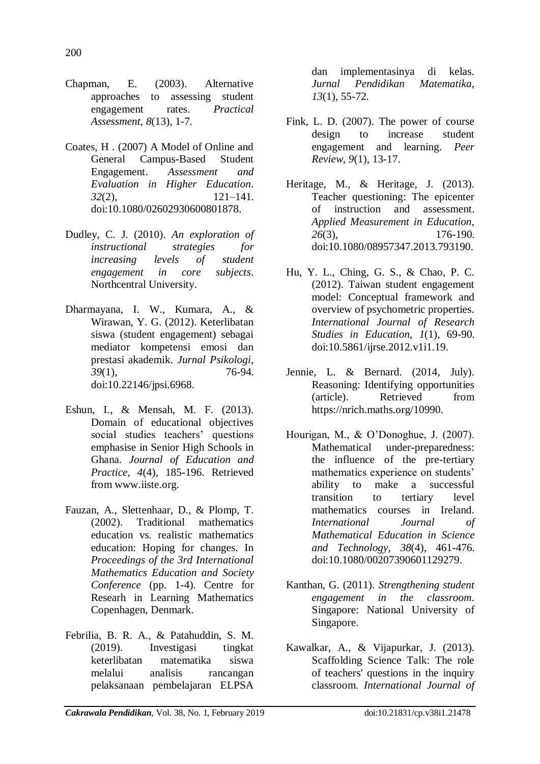Chapman, E. (2003). Alternative approaches to assessing student engagement rates. *Practical Assessment*, *8*(13), 1-7.

Coates, H . (2007) A Model of Online and General Campus-Based Student Engagement. *Assessment and Evaluation in Higher Education*. *32*(2), 121–141. doi:10.1080/02602930600801878.

Dudley, C. J. (2010). *An exploration of instructional strategies for increasing levels of student engagement in core subjects*. Northcentral University.

Dharmayana, I. W., Kumara, A., & Wirawan, Y. G. (2012). Keterlibatan siswa (student engagement) sebagai mediator kompetensi emosi dan prestasi akademik. *Jurnal Psikologi*, *39*(1), 76-94. doi:10.22146/jpsi.6968.

Eshun, I., & Mensah, M. F. (2013). Domain of educational objectives social studies teachers' questions emphasise in Senior High Schools in Ghana. *Journal of Education and Practice*, *4*(4), 185-196. Retrieved from www.iiste.org.

Fauzan, A., Slettenhaar, D., & Plomp, T. (2002). Traditional mathematics education vs. realistic mathematics education: Hoping for changes. In *Proceedings of the 3rd International Mathematics Education and Society Conference* (pp. 1-4). Centre for Researh in Learning Mathematics Copenhagen, Denmark.

Febrilia, B. R. A., & Patahuddin, S. M. (2019). Investigasi tingkat keterlibatan matematika siswa melalui analisis rancangan pelaksanaan pembelajaran ELPSA dan implementasinya di kelas. *Jurnal Pendidikan Matematika*, *13*(1), 55-72.

Fink, L. D. (2007). The power of course design to increase student engagement and learning. *Peer Review*, *9*(1), 13-17.

Heritage, M., & Heritage, J. (2013). Teacher questioning: The epicenter of instruction and assessment. *Applied Measurement in Education*, *26*(3), 176-190. doi:10.1080/08957347.2013.793190.

Hu, Y. L., Ching, G. S., & Chao, P. C. (2012). Taiwan student engagement model: Conceptual framework and overview of psychometric properties. *International Journal of Research Studies in Education*, *1*(1), 69-90. doi:10.5861/ijrse.2012.v1i1.19.

Jennie, L. & Bernard. (2014, July). Reasoning: Identifying opportunities (article). Retrieved from https://nrich.maths.org/10990.

Hourigan, M., & O'Donoghue, J. (2007). Mathematical under-preparedness: the influence of the pre-tertiary mathematics experience on students' ability to make a successful transition to tertiary level mathematics courses in Ireland. *International Journal of Mathematical Education in Science and Technology*, *38*(4), 461-476. doi:10.1080/00207390601129279.

Kanthan, G. (2011). *Strengthening student engagement in the classroom*. Singapore: National University of Singapore.

Kawalkar, A., & Vijapurkar, J. (2013). Scaffolding Science Talk: The role of teachers' questions in the inquiry classroom. *International Journal of*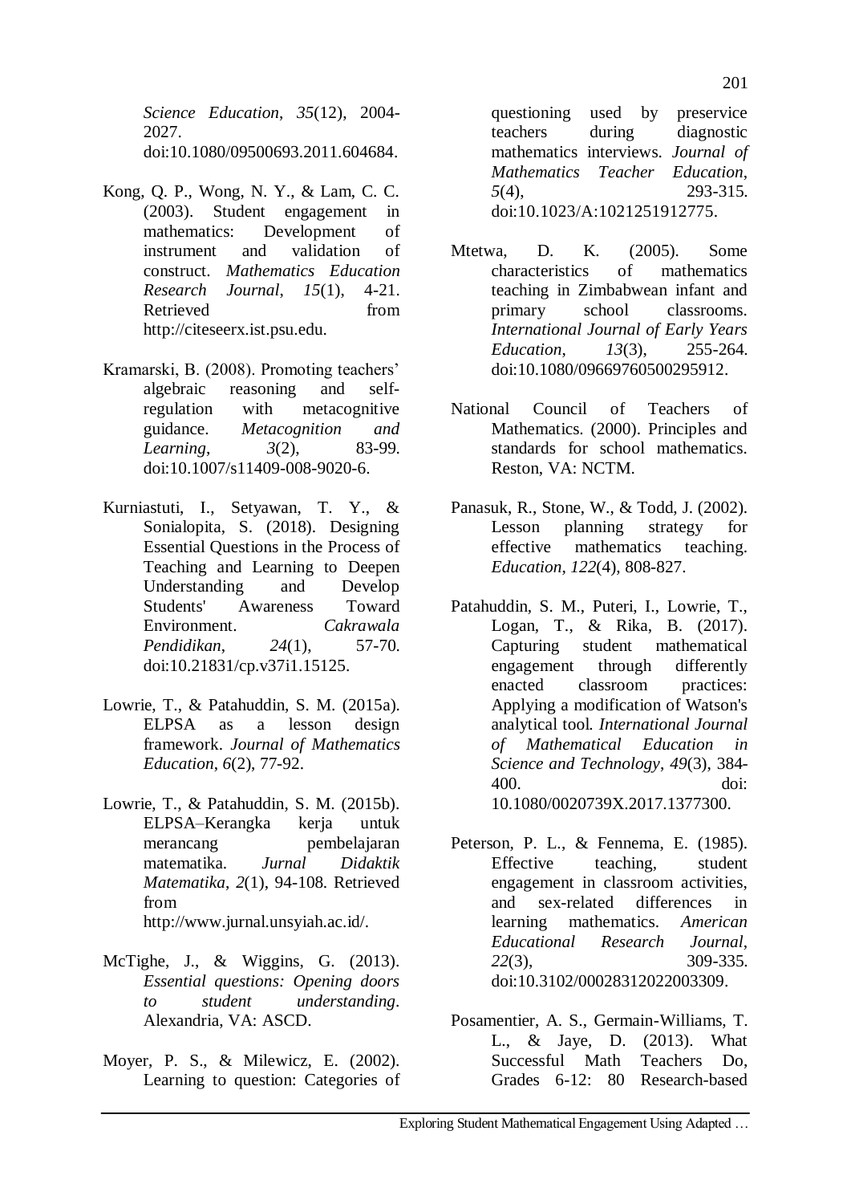*Science Education*, *35*(12), 2004-2027. doi:10.1080/09500693.2011.604684.

Kong, Q. P., Wong, N. Y., & Lam, C. C. (2003). Student engagement in mathematics: Development of instrument and validation of construct. *Mathematics Education Research Journal*, *15*(1), 4-21. Retrieved from http://citeseerx.ist.psu.edu.

Kramarski, B. (2008). Promoting teachers' algebraic reasoning and self-regulation with metacognitive guidance. *Metacognition and Learning*, *3*(2), 83-99. doi:10.1007/s11409-008-9020-6.

Kurniastuti, I., Setyawan, T. Y., & Sonialopita, S. (2018). Designing Essential Questions in the Process of Teaching and Learning to Deepen Understanding and Develop Students' Awareness Toward Environment. *Cakrawala Pendidikan*, *24*(1), 57-70. doi:10.21831/cp.v37i1.15125.

Lowrie, T., & Patahuddin, S. M. (2015a). ELPSA as a lesson design framework. *Journal of Mathematics Education*, *6*(2), 77-92.

Lowrie, T., & Patahuddin, S. M. (2015b). ELPSA–Kerangka kerja untuk merancang pembelajaran matematika. *Jurnal Didaktik Matematika*, *2*(1), 94-108. Retrieved from http://www.jurnal.unsyiah.ac.id/.

McTighe, J., & Wiggins, G. (2013). *Essential questions: Opening doors to student understanding*. Alexandria, VA: ASCD.

Moyer, P. S., & Milewicz, E. (2002). Learning to question: Categories of questioning used by preservice teachers during diagnostic mathematics interviews. *Journal of Mathematics Teacher Education*, *5*(4), 293-315. doi:10.1023/A:1021251912775.

Mtetwa, D. K. (2005). Some characteristics of mathematics teaching in Zimbabwean infant and primary school classrooms. *International Journal of Early Years Education*, *13*(3), 255-264. doi:10.1080/09669760500295912.

National Council of Teachers of Mathematics. (2000). Principles and standards for school mathematics. Reston, VA: NCTM.

Panasuk, R., Stone, W., & Todd, J. (2002). Lesson planning strategy for effective mathematics teaching. *Education*, *122*(4), 808-827.

Patahuddin, S. M., Puteri, I., Lowrie, T., Logan, T., & Rika, B. (2017). Capturing student mathematical engagement through differently enacted classroom practices: Applying a modification of Watson's analytical tool. *International Journal of Mathematical Education in Science and Technology*, *49*(3), 384-400. doi: 10.1080/0020739X.2017.1377300.

Peterson, P. L., & Fennema, E. (1985). Effective teaching, student engagement in classroom activities, and sex-related differences in learning mathematics. *American Educational Research Journal*, *22*(3), 309-335. doi:10.3102/00028312022003309.

Posamentier, A. S., Germain-Williams, T. L., & Jaye, D. (2013). What Successful Math Teachers Do, Grades 6-12: 80 Research-based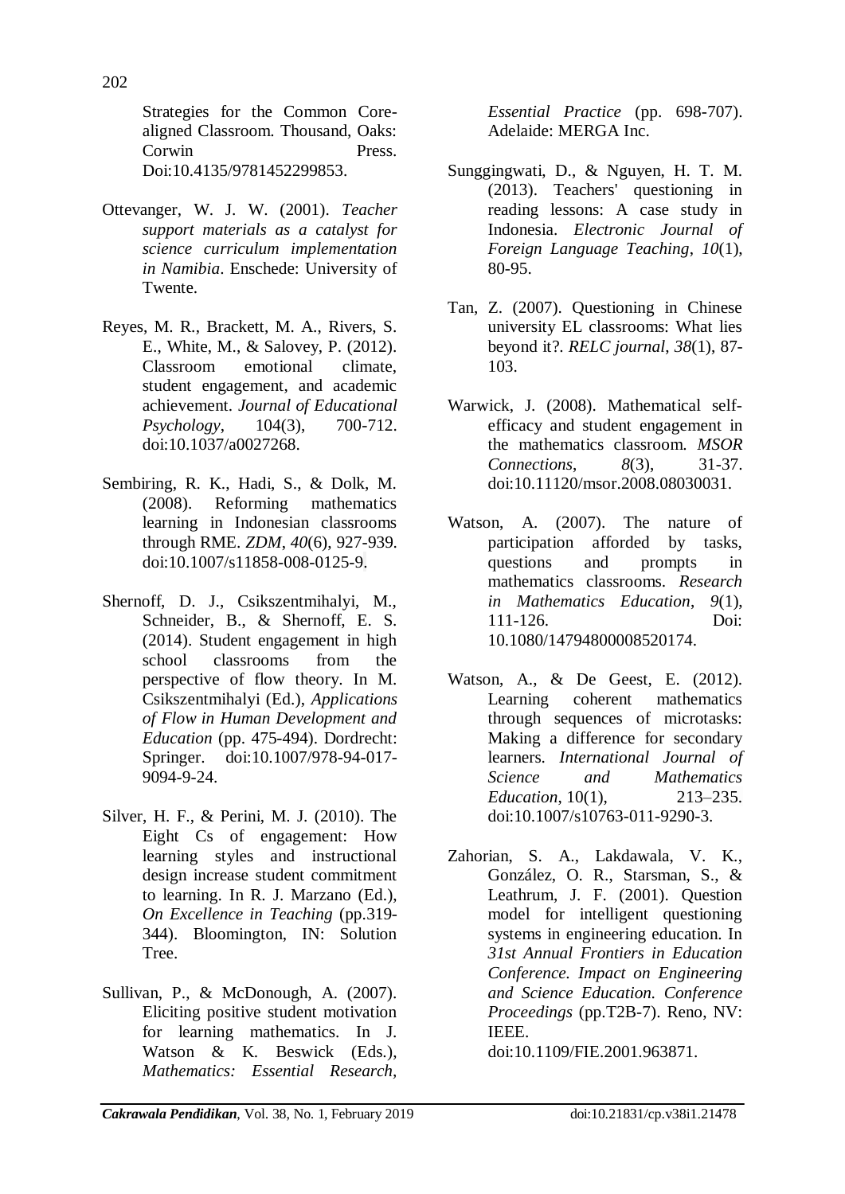Strategies for the Common Core-aligned Classroom. Thousand, Oaks: Corwin Press. Doi:10.4135/9781452299853.

Ottevanger, W. J. W. (2001). *Teacher support materials as a catalyst for science curriculum implementation in Namibia*. Enschede: University of Twente.

Reyes, M. R., Brackett, M. A., Rivers, S. E., White, M., & Salovey, P. (2012). Classroom emotional climate, student engagement, and academic achievement. *Journal of Educational Psychology*, 104(3), 700-712. doi:10.1037/a0027268.

Sembiring, R. K., Hadi, S., & Dolk, M. (2008). Reforming mathematics learning in Indonesian classrooms through RME. *ZDM*, *40*(6), 927-939. doi:10.1007/s11858-008-0125-9.

Shernoff, D. J., Csikszentmihalyi, M., Schneider, B., & Shernoff, E. S. (2014). Student engagement in high school classrooms from the perspective of flow theory. In M. Csikszentmihalyi (Ed.), *Applications of Flow in Human Development and Education* (pp. 475-494). Dordrecht: Springer. doi:10.1007/978-94-017-9094-9-24.

Silver, H. F., & Perini, M. J. (2010). The Eight Cs of engagement: How learning styles and instructional design increase student commitment to learning. In R. J. Marzano (Ed.), *On Excellence in Teaching* (pp.319-344). Bloomington, IN: Solution Tree.

Sullivan, P., & McDonough, A. (2007). Eliciting positive student motivation for learning mathematics. In J. Watson & K. Beswick (Eds.), *Mathematics: Essential Research, Essential Practice* (pp. 698-707). Adelaide: MERGA Inc.

Sunggingwati, D., & Nguyen, H. T. M. (2013). Teachers' questioning in reading lessons: A case study in Indonesia. *Electronic Journal of Foreign Language Teaching*, *10*(1), 80-95.

Tan, Z. (2007). Questioning in Chinese university EL classrooms: What lies beyond it?. *RELC journal*, *38*(1), 87-103.

Warwick, J. (2008). Mathematical self-efficacy and student engagement in the mathematics classroom. *MSOR Connections*, *8*(3), 31-37. doi:10.11120/msor.2008.08030031.

Watson, A. (2007). The nature of participation afforded by tasks, questions and prompts in mathematics classrooms. *Research in Mathematics Education*, *9*(1), 111-126. Doi: 10.1080/14794800008520174.

Watson, A., & De Geest, E. (2012). Learning coherent mathematics through sequences of microtasks: Making a difference for secondary learners. *International Journal of Science and Mathematics Education*, 10(1), 213–235. doi:10.1007/s10763-011-9290-3.

Zahorian, S. A., Lakdawala, V. K., González, O. R., Starsman, S., & Leathrum, J. F. (2001). Question model for intelligent questioning systems in engineering education. In *31st Annual Frontiers in Education Conference. Impact on Engineering and Science Education. Conference Proceedings* (pp.T2B-7). Reno, NV: IEEE. doi:10.1109/FIE.2001.963871.